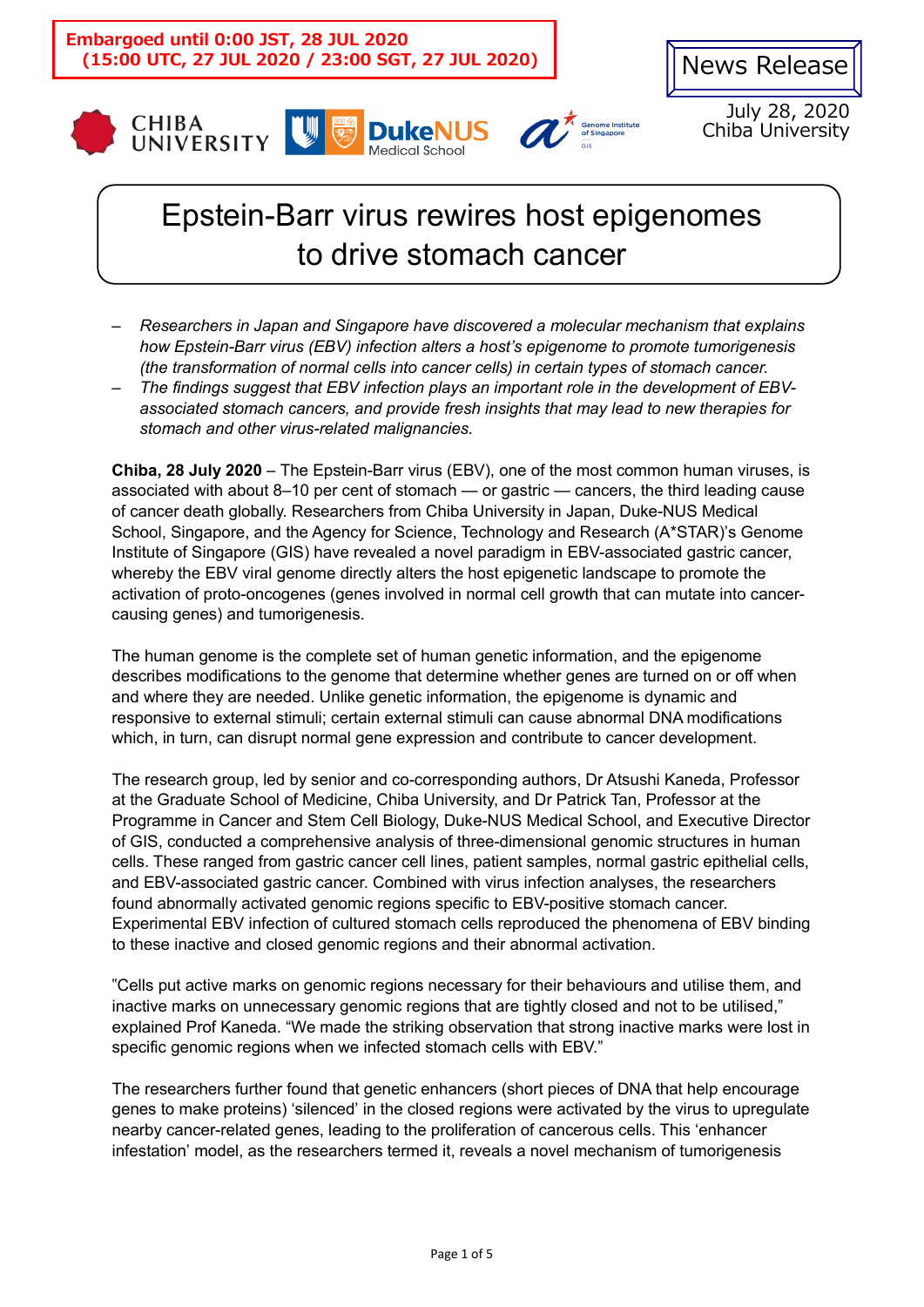**Embargoed until 0:00 JST, 28 JUL 2020**
**(15:00 UTC, 27 JUL 2020 / 23:00 SGT, 27 JUL 2020)**

News Release

July 28, 2020
Chiba University

# Epstein-Barr virus rewires host epigenomes to drive stomach cancer

- *Researchers in Japan and Singapore have discovered a molecular mechanism that explains how Epstein-Barr virus (EBV) infection alters a host's epigenome to promote tumorigenesis (the transformation of normal cells into cancer cells) in certain types of stomach cancer.*
- *The findings suggest that EBV infection plays an important role in the development of EBV-associated stomach cancers, and provide fresh insights that may lead to new therapies for stomach and other virus-related malignancies.*

**Chiba, 28 July 2020** – The Epstein-Barr virus (EBV), one of the most common human viruses, is associated with about 8–10 per cent of stomach — or gastric — cancers, the third leading cause of cancer death globally. Researchers from Chiba University in Japan, Duke-NUS Medical School, Singapore, and the Agency for Science, Technology and Research (A*STAR)'s Genome Institute of Singapore (GIS) have revealed a novel paradigm in EBV-associated gastric cancer, whereby the EBV viral genome directly alters the host epigenetic landscape to promote the activation of proto-oncogenes (genes involved in normal cell growth that can mutate into cancer-causing genes) and tumorigenesis.

The human genome is the complete set of human genetic information, and the epigenome describes modifications to the genome that determine whether genes are turned on or off when and where they are needed. Unlike genetic information, the epigenome is dynamic and responsive to external stimuli; certain external stimuli can cause abnormal DNA modifications which, in turn, can disrupt normal gene expression and contribute to cancer development.

The research group, led by senior and co-corresponding authors, Dr Atsushi Kaneda, Professor at the Graduate School of Medicine, Chiba University, and Dr Patrick Tan, Professor at the Programme in Cancer and Stem Cell Biology, Duke-NUS Medical School, and Executive Director of GIS, conducted a comprehensive analysis of three-dimensional genomic structures in human cells. These ranged from gastric cancer cell lines, patient samples, normal gastric epithelial cells, and EBV-associated gastric cancer. Combined with virus infection analyses, the researchers found abnormally activated genomic regions specific to EBV-positive stomach cancer. Experimental EBV infection of cultured stomach cells reproduced the phenomena of EBV binding to these inactive and closed genomic regions and their abnormal activation.

"Cells put active marks on genomic regions necessary for their behaviours and utilise them, and inactive marks on unnecessary genomic regions that are tightly closed and not to be utilised," explained Prof Kaneda. "We made the striking observation that strong inactive marks were lost in specific genomic regions when we infected stomach cells with EBV."

The researchers further found that genetic enhancers (short pieces of DNA that help encourage genes to make proteins) 'silenced' in the closed regions were activated by the virus to upregulate nearby cancer-related genes, leading to the proliferation of cancerous cells. This 'enhancer infestation' model, as the researchers termed it, reveals a novel mechanism of tumorigenesis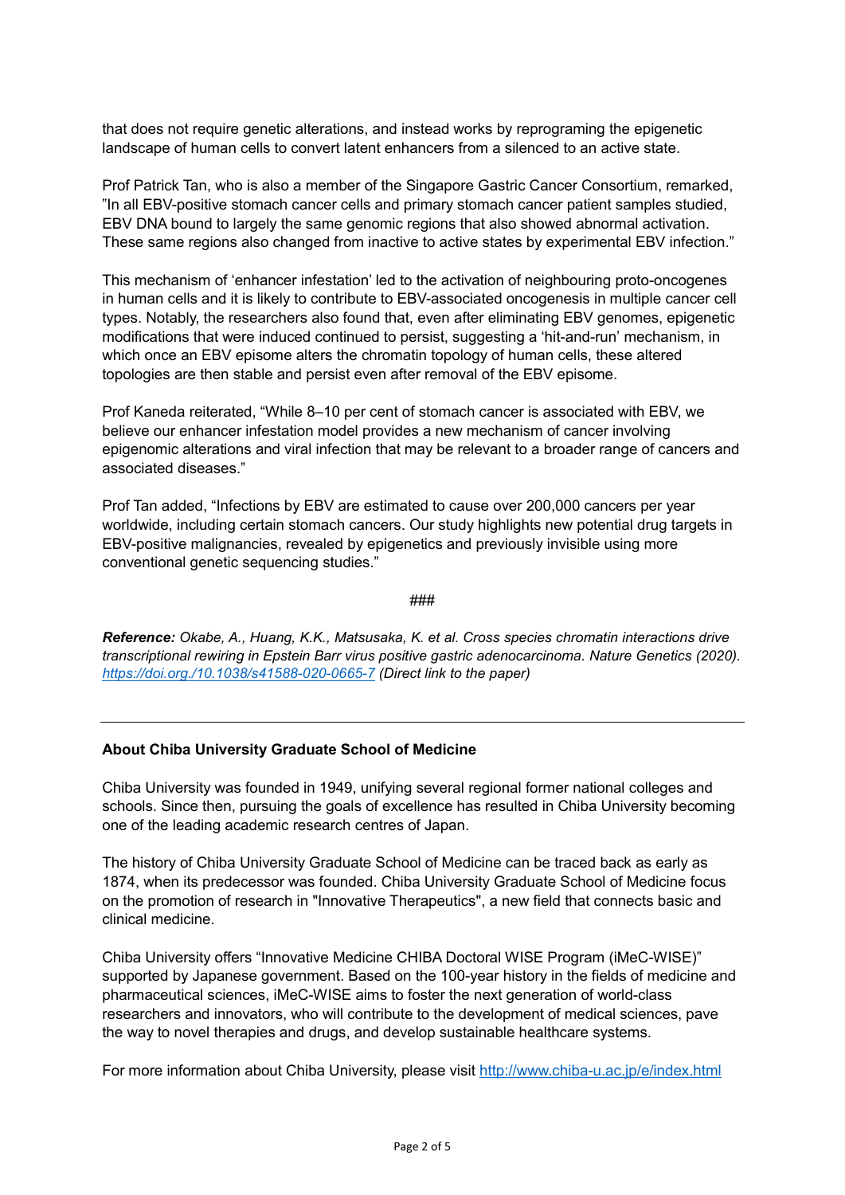that does not require genetic alterations, and instead works by reprograming the epigenetic landscape of human cells to convert latent enhancers from a silenced to an active state.

Prof Patrick Tan, who is also a member of the Singapore Gastric Cancer Consortium, remarked, "In all EBV-positive stomach cancer cells and primary stomach cancer patient samples studied, EBV DNA bound to largely the same genomic regions that also showed abnormal activation. These same regions also changed from inactive to active states by experimental EBV infection."

This mechanism of 'enhancer infestation' led to the activation of neighbouring proto-oncogenes in human cells and it is likely to contribute to EBV-associated oncogenesis in multiple cancer cell types. Notably, the researchers also found that, even after eliminating EBV genomes, epigenetic modifications that were induced continued to persist, suggesting a 'hit-and-run' mechanism, in which once an EBV episome alters the chromatin topology of human cells, these altered topologies are then stable and persist even after removal of the EBV episome.

Prof Kaneda reiterated, "While 8–10 per cent of stomach cancer is associated with EBV, we believe our enhancer infestation model provides a new mechanism of cancer involving epigenomic alterations and viral infection that may be relevant to a broader range of cancers and associated diseases."

Prof Tan added, "Infections by EBV are estimated to cause over 200,000 cancers per year worldwide, including certain stomach cancers. Our study highlights new potential drug targets in EBV-positive malignancies, revealed by epigenetics and previously invisible using more conventional genetic sequencing studies."

###

***Reference:*** *Okabe, A., Huang, K.K., Matsusaka, K. et al. Cross species chromatin interactions drive transcriptional rewiring in Epstein Barr virus positive gastric adenocarcinoma. Nature Genetics (2020).* *[https://doi.org./10.1038/s41588-020-0665-7](https://doi.org./10.1038/s41588-020-0665-7)* *(Direct link to the paper)*

---

**About Chiba University Graduate School of Medicine**

Chiba University was founded in 1949, unifying several regional former national colleges and schools. Since then, pursuing the goals of excellence has resulted in Chiba University becoming one of the leading academic research centres of Japan.

The history of Chiba University Graduate School of Medicine can be traced back as early as 1874, when its predecessor was founded. Chiba University Graduate School of Medicine focus on the promotion of research in "Innovative Therapeutics", a new field that connects basic and clinical medicine.

Chiba University offers "Innovative Medicine CHIBA Doctoral WISE Program (iMeC-WISE)" supported by Japanese government. Based on the 100-year history in the fields of medicine and pharmaceutical sciences, iMeC-WISE aims to foster the next generation of world-class researchers and innovators, who will contribute to the development of medical sciences, pave the way to novel therapies and drugs, and develop sustainable healthcare systems.

For more information about Chiba University, please visit [http://www.chiba-u.ac.jp/e/index.html](http://www.chiba-u.ac.jp/e/index.html)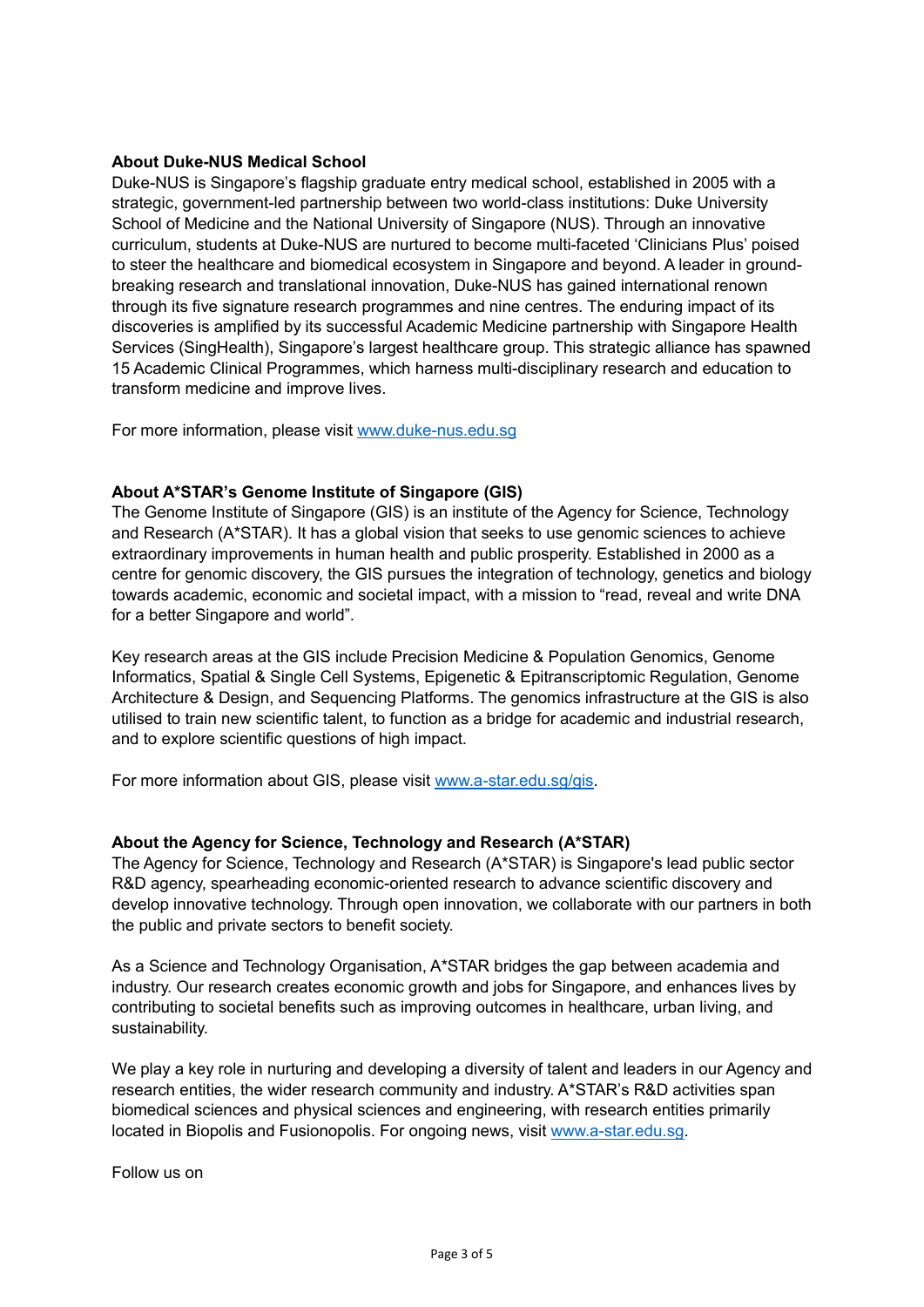**About Duke-NUS Medical School**

Duke-NUS is Singapore's flagship graduate entry medical school, established in 2005 with a strategic, government-led partnership between two world-class institutions: Duke University School of Medicine and the National University of Singapore (NUS). Through an innovative curriculum, students at Duke-NUS are nurtured to become multi-faceted 'Clinicians Plus' poised to steer the healthcare and biomedical ecosystem in Singapore and beyond. A leader in ground-breaking research and translational innovation, Duke-NUS has gained international renown through its five signature research programmes and nine centres. The enduring impact of its discoveries is amplified by its successful Academic Medicine partnership with Singapore Health Services (SingHealth), Singapore's largest healthcare group. This strategic alliance has spawned 15 Academic Clinical Programmes, which harness multi-disciplinary research and education to transform medicine and improve lives.

For more information, please visit [www.duke-nus.edu.sg](www.duke-nus.edu.sg)

**About A*STAR's Genome Institute of Singapore (GIS)**

The Genome Institute of Singapore (GIS) is an institute of the Agency for Science, Technology and Research (A*STAR). It has a global vision that seeks to use genomic sciences to achieve extraordinary improvements in human health and public prosperity. Established in 2000 as a centre for genomic discovery, the GIS pursues the integration of technology, genetics and biology towards academic, economic and societal impact, with a mission to "read, reveal and write DNA for a better Singapore and world".

Key research areas at the GIS include Precision Medicine & Population Genomics, Genome Informatics, Spatial & Single Cell Systems, Epigenetic & Epitranscriptomic Regulation, Genome Architecture & Design, and Sequencing Platforms. The genomics infrastructure at the GIS is also utilised to train new scientific talent, to function as a bridge for academic and industrial research, and to explore scientific questions of high impact.

For more information about GIS, please visit [www.a-star.edu.sg/gis](www.a-star.edu.sg/gis).

**About the Agency for Science, Technology and Research (A*STAR)**

The Agency for Science, Technology and Research (A*STAR) is Singapore's lead public sector R&D agency, spearheading economic-oriented research to advance scientific discovery and develop innovative technology. Through open innovation, we collaborate with our partners in both the public and private sectors to benefit society.

As a Science and Technology Organisation, A*STAR bridges the gap between academia and industry. Our research creates economic growth and jobs for Singapore, and enhances lives by contributing to societal benefits such as improving outcomes in healthcare, urban living, and sustainability.

We play a key role in nurturing and developing a diversity of talent and leaders in our Agency and research entities, the wider research community and industry. A*STAR's R&D activities span biomedical sciences and physical sciences and engineering, with research entities primarily located in Biopolis and Fusionopolis. For ongoing news, visit [www.a-star.edu.sg](www.a-star.edu.sg).

Follow us on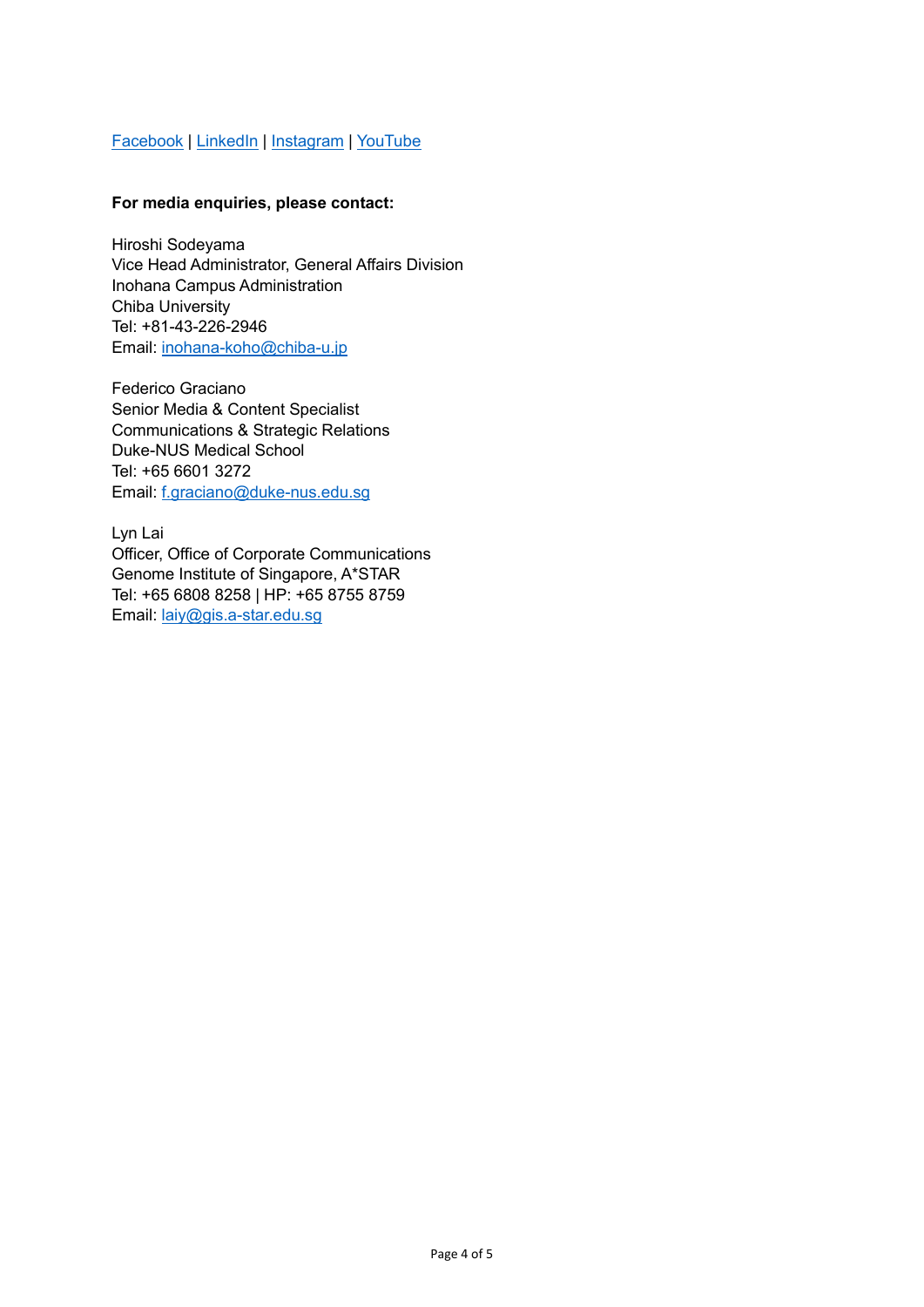Facebook | LinkedIn | Instagram | YouTube

**For media enquiries, please contact:**

Hiroshi Sodeyama
Vice Head Administrator, General Affairs Division
Inohana Campus Administration
Chiba University
Tel: +81-43-226-2946
Email: inohana-koho@chiba-u.jp

Federico Graciano
Senior Media & Content Specialist
Communications & Strategic Relations
Duke-NUS Medical School
Tel: +65 6601 3272
Email: f.graciano@duke-nus.edu.sg

Lyn Lai
Officer, Office of Corporate Communications
Genome Institute of Singapore, A*STAR
Tel: +65 6808 8258 | HP: +65 8755 8759
Email: laiy@gis.a-star.edu.sg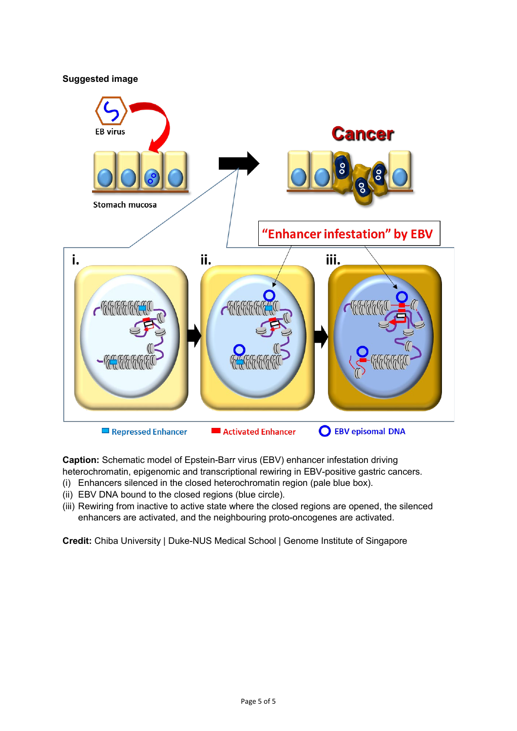**Suggested image**

EB virus

Stomach mucosa

Cancer

"Enhancer infestation" by EBV

i.

ii.

iii.

Repressed Enhancer

Activated Enhancer

EBV episomal DNA

**Caption:** Schematic model of Epstein-Barr virus (EBV) enhancer infestation driving heterochromatin, epigenomic and transcriptional rewiring in EBV-positive gastric cancers.

(i) Enhancers silenced in the closed heterochromatin region (pale blue box).

(ii) EBV DNA bound to the closed regions (blue circle).

(iii) Rewiring from inactive to active state where the closed regions are opened, the silenced enhancers are activated, and the neighbouring proto-oncogenes are activated.

**Credit:** Chiba University | Duke-NUS Medical School | Genome Institute of Singapore